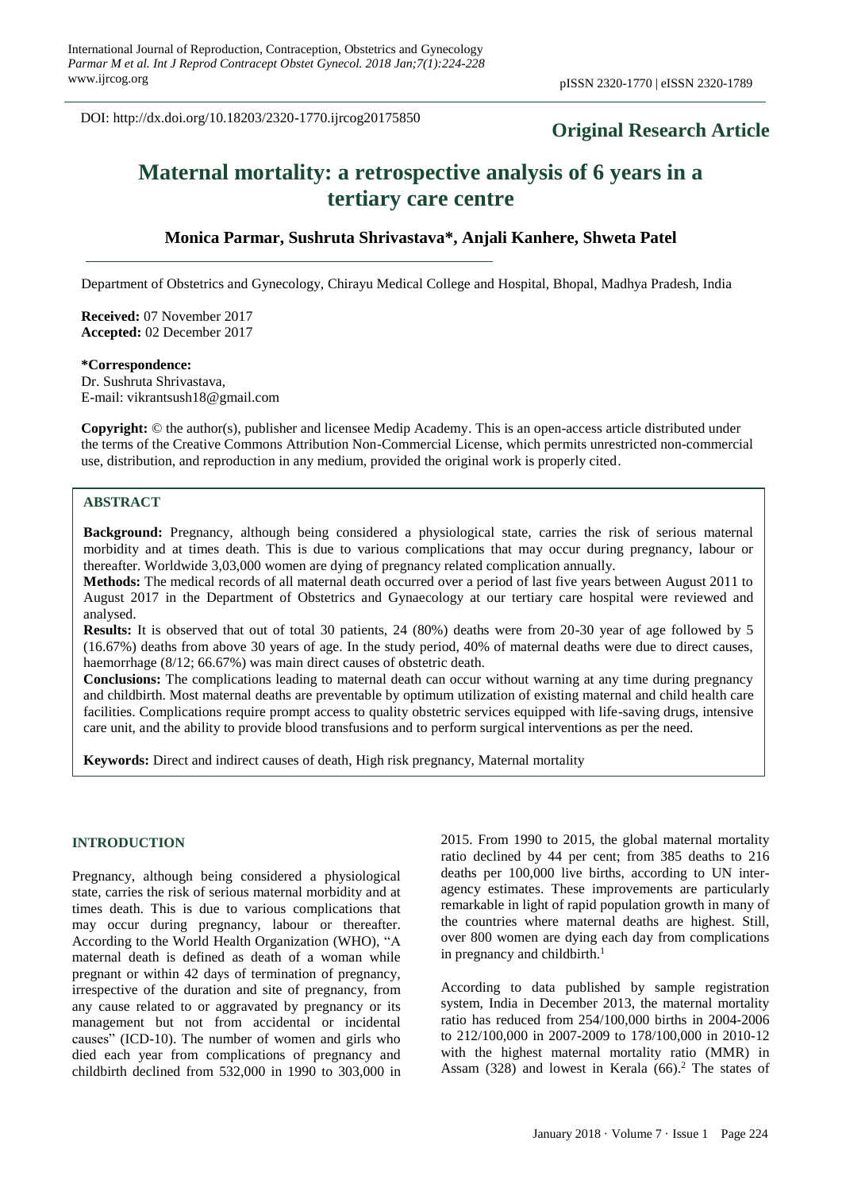DOI: http://dx.doi.org/10.18203/2320-1770.ijrcog20175850

**Original Research Article**

# Maternal mortality: a retrospective analysis of 6 years in a tertiary care centre

**Monica Parmar, Sushruta Shrivastava*, Anjali Kanhere, Shweta Patel**

Department of Obstetrics and Gynecology, Chirayu Medical College and Hospital, Bhopal, Madhya Pradesh, India

**Received:** 07 November 2017
**Accepted:** 02 December 2017

**\*Correspondence:**
Dr. Sushruta Shrivastava,
E-mail: vikrantsush18@gmail.com

**Copyright:** © the author(s), publisher and licensee Medip Academy. This is an open-access article distributed under the terms of the Creative Commons Attribution Non-Commercial License, which permits unrestricted non-commercial use, distribution, and reproduction in any medium, provided the original work is properly cited.

## ABSTRACT

**Background:** Pregnancy, although being considered a physiological state, carries the risk of serious maternal morbidity and at times death. This is due to various complications that may occur during pregnancy, labour or thereafter. Worldwide 3,03,000 women are dying of pregnancy related complication annually.

**Methods:** The medical records of all maternal death occurred over a period of last five years between August 2011 to August 2017 in the Department of Obstetrics and Gynaecology at our tertiary care hospital were reviewed and analysed.

**Results:** It is observed that out of total 30 patients, 24 (80%) deaths were from 20-30 year of age followed by 5 (16.67%) deaths from above 30 years of age. In the study period, 40% of maternal deaths were due to direct causes, haemorrhage (8/12; 66.67%) was main direct causes of obstetric death.

**Conclusions:** The complications leading to maternal death can occur without warning at any time during pregnancy and childbirth. Most maternal deaths are preventable by optimum utilization of existing maternal and child health care facilities. Complications require prompt access to quality obstetric services equipped with life-saving drugs, intensive care unit, and the ability to provide blood transfusions and to perform surgical interventions as per the need.

**Keywords:** Direct and indirect causes of death, High risk pregnancy, Maternal mortality

## INTRODUCTION

Pregnancy, although being considered a physiological state, carries the risk of serious maternal morbidity and at times death. This is due to various complications that may occur during pregnancy, labour or thereafter. According to the World Health Organization (WHO), "A maternal death is defined as death of a woman while pregnant or within 42 days of termination of pregnancy, irrespective of the duration and site of pregnancy, from any cause related to or aggravated by pregnancy or its management but not from accidental or incidental causes" (ICD-10). The number of women and girls who died each year from complications of pregnancy and childbirth declined from 532,000 in 1990 to 303,000 in 2015. From 1990 to 2015, the global maternal mortality ratio declined by 44 per cent; from 385 deaths to 216 deaths per 100,000 live births, according to UN inter-agency estimates. These improvements are particularly remarkable in light of rapid population growth in many of the countries where maternal deaths are highest. Still, over 800 women are dying each day from complications in pregnancy and childbirth.[1]

According to data published by sample registration system, India in December 2013, the maternal mortality ratio has reduced from 254/100,000 births in 2004-2006 to 212/100,000 in 2007-2009 to 178/100,000 in 2010-12 with the highest maternal mortality ratio (MMR) in Assam (328) and lowest in Kerala (66).[2] The states of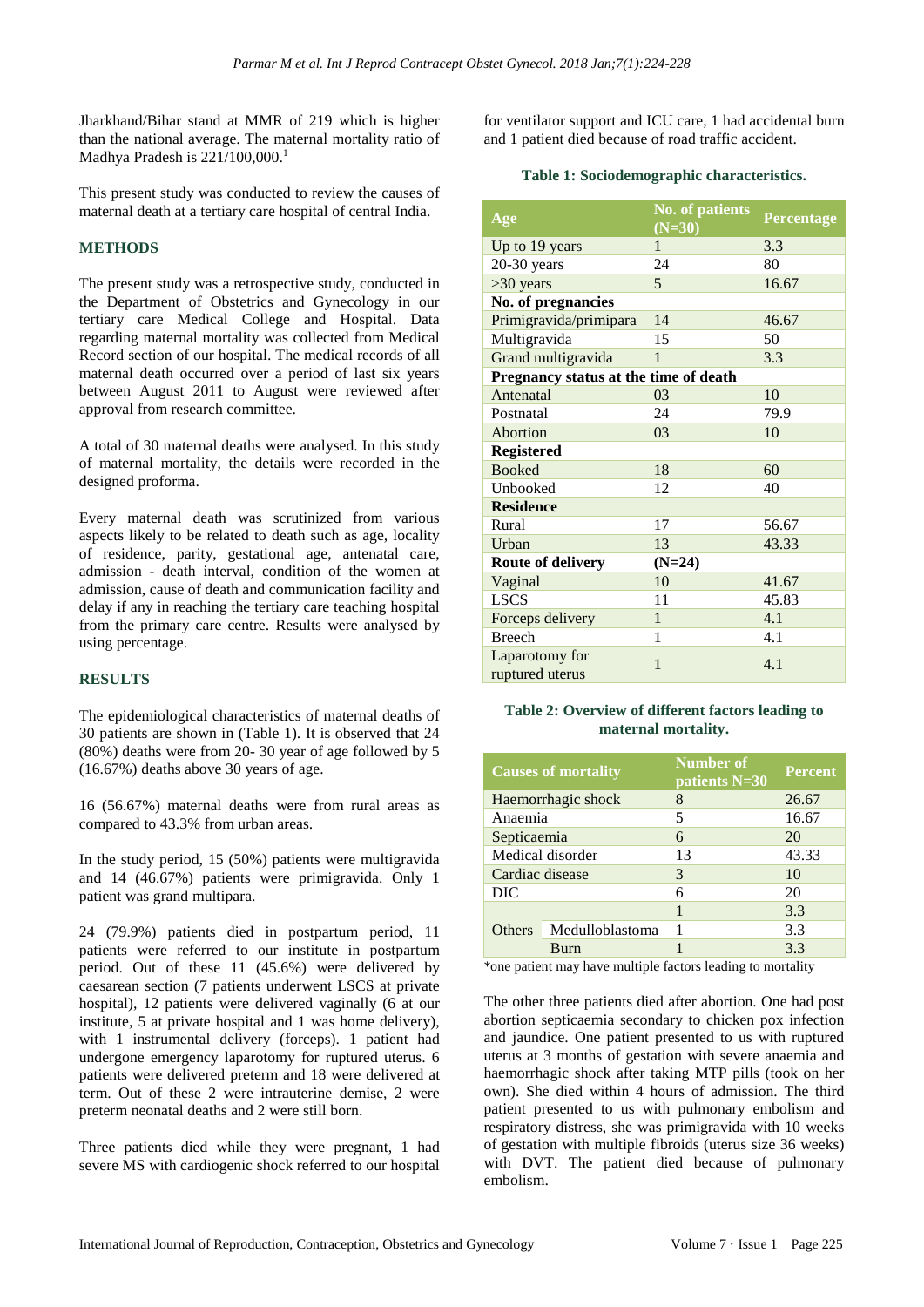Jharkhand/Bihar stand at MMR of 219 which is higher than the national average. The maternal mortality ratio of Madhya Pradesh is 221/100,000.[1]

This present study was conducted to review the causes of maternal death at a tertiary care hospital of central India.

## METHODS

The present study was a retrospective study, conducted in the Department of Obstetrics and Gynecology in our tertiary care Medical College and Hospital. Data regarding maternal mortality was collected from Medical Record section of our hospital. The medical records of all maternal death occurred over a period of last six years between August 2011 to August were reviewed after approval from research committee.

A total of 30 maternal deaths were analysed. In this study of maternal mortality, the details were recorded in the designed proforma.

Every maternal death was scrutinized from various aspects likely to be related to death such as age, locality of residence, parity, gestational age, antenatal care, admission - death interval, condition of the women at admission, cause of death and communication facility and delay if any in reaching the tertiary care teaching hospital from the primary care centre. Results were analysed by using percentage.

## RESULTS

The epidemiological characteristics of maternal deaths of 30 patients are shown in (Table 1). It is observed that 24 (80%) deaths were from 20- 30 year of age followed by 5 (16.67%) deaths above 30 years of age.

16 (56.67%) maternal deaths were from rural areas as compared to 43.3% from urban areas.

In the study period, 15 (50%) patients were multigravida and 14 (46.67%) patients were primigravida. Only 1 patient was grand multipara.

24 (79.9%) patients died in postpartum period, 11 patients were referred to our institute in postpartum period. Out of these 11 (45.6%) were delivered by caesarean section (7 patients underwent LSCS at private hospital), 12 patients were delivered vaginally (6 at our institute, 5 at private hospital and 1 was home delivery), with 1 instrumental delivery (forceps). 1 patient had undergone emergency laparotomy for ruptured uterus. 6 patients were delivered preterm and 18 were delivered at term. Out of these 2 were intrauterine demise, 2 were preterm neonatal deaths and 2 were still born.

Three patients died while they were pregnant, 1 had severe MS with cardiogenic shock referred to our hospital for ventilator support and ICU care, 1 had accidental burn and 1 patient died because of road traffic accident.

**Table 1: Sociodemographic characteristics.**

| Age | No. of patients (N=30) | Percentage |
|---|---|---|
| Up to 19 years | 1 | 3.3 |
| 20-30 years | 24 | 80 |
| >30 years | 5 | 16.67 |
| **No. of pregnancies** | | |
| Primigravida/primipara | 14 | 46.67 |
| Multigravida | 15 | 50 |
| Grand multigravida | 1 | 3.3 |
| **Pregnancy status at the time of death** | | |
| Antenatal | 03 | 10 |
| Postnatal | 24 | 79.9 |
| Abortion | 03 | 10 |
| **Registered** | | |
| Booked | 18 | 60 |
| Unbooked | 12 | 40 |
| **Residence** | | |
| Rural | 17 | 56.67 |
| Urban | 13 | 43.33 |
| **Route of delivery** | **(N=24)** | |
| Vaginal | 10 | 41.67 |
| LSCS | 11 | 45.83 |
| Forceps delivery | 1 | 4.1 |
| Breech | 1 | 4.1 |
| Laparotomy for ruptured uterus | 1 | 4.1 |

**Table 2: Overview of different factors leading to maternal mortality.**

| Causes of mortality | | Number of patients N=30 | Percent |
|---|---|---|---|
| Haemorrhagic shock | | 8 | 26.67 |
| Anaemia | | 5 | 16.67 |
| Septicaemia | | 6 | 20 |
| Medical disorder | | 13 | 43.33 |
| Cardiac disease | | 3 | 10 |
| DIC | | 6 | 20 |
| Others | | 1 | 3.3 |
| | Medulloblastoma | 1 | 3.3 |
| | Burn | 1 | 3.3 |

*one patient may have multiple factors leading to mortality

The other three patients died after abortion. One had post abortion septicaemia secondary to chicken pox infection and jaundice. One patient presented to us with ruptured uterus at 3 months of gestation with severe anaemia and haemorrhagic shock after taking MTP pills (took on her own). She died within 4 hours of admission. The third patient presented to us with pulmonary embolism and respiratory distress, she was primigravida with 10 weeks of gestation with multiple fibroids (uterus size 36 weeks) with DVT. The patient died because of pulmonary embolism.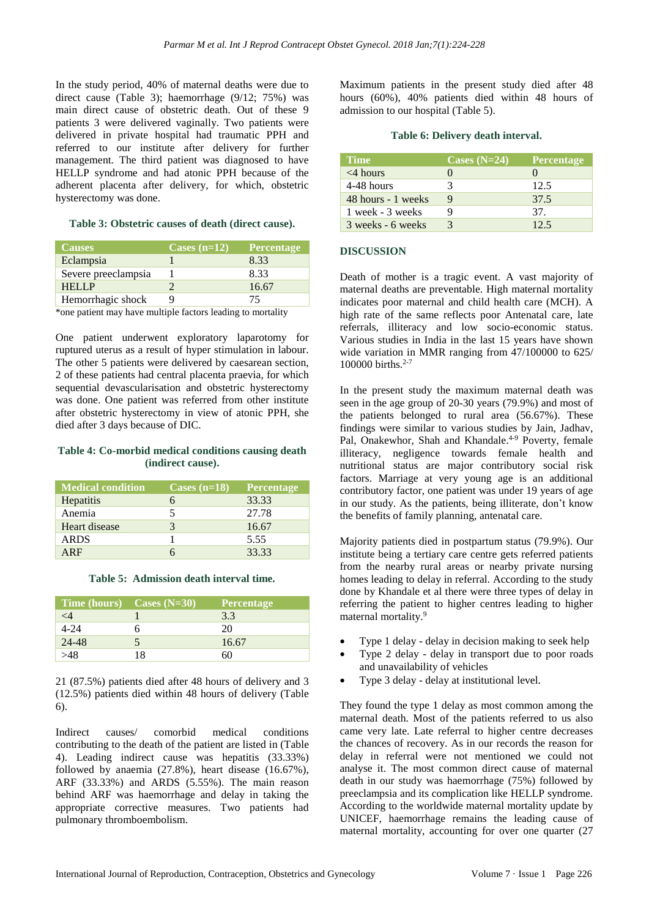In the study period, 40% of maternal deaths were due to direct cause (Table 3); haemorrhage (9/12; 75%) was main direct cause of obstetric death. Out of these 9 patients 3 were delivered vaginally. Two patients were delivered in private hospital had traumatic PPH and referred to our institute after delivery for further management. The third patient was diagnosed to have HELLP syndrome and had atonic PPH because of the adherent placenta after delivery, for which, obstetric hysterectomy was done.

**Table 3: Obstetric causes of death (direct cause).**

| Causes | Cases (n=12) | Percentage |
|---|---|---|
| Eclampsia | 1 | 8.33 |
| Severe preeclampsia | 1 | 8.33 |
| HELLP | 2 | 16.67 |
| Hemorrhagic shock | 9 | 75 |

*one patient may have multiple factors leading to mortality

One patient underwent exploratory laparotomy for ruptured uterus as a result of hyper stimulation in labour. The other 5 patients were delivered by caesarean section, 2 of these patients had central placenta praevia, for which sequential devascularisation and obstetric hysterectomy was done. One patient was referred from other institute after obstetric hysterectomy in view of atonic PPH, she died after 3 days because of DIC.

**Table 4: Co-morbid medical conditions causing death (indirect cause).**

| Medical condition | Cases (n=18) | Percentage |
|---|---|---|
| Hepatitis | 6 | 33.33 |
| Anemia | 5 | 27.78 |
| Heart disease | 3 | 16.67 |
| ARDS | 1 | 5.55 |
| ARF | 6 | 33.33 |

**Table 5: Admission death interval time.**

| Time (hours) | Cases (N=30) | Percentage |
|---|---|---|
| <4 | 1 | 3.3 |
| 4-24 | 6 | 20 |
| 24-48 | 5 | 16.67 |
| >48 | 18 | 60 |

21 (87.5%) patients died after 48 hours of delivery and 3 (12.5%) patients died within 48 hours of delivery (Table 6).

Indirect causes/ comorbid medical conditions contributing to the death of the patient are listed in (Table 4). Leading indirect cause was hepatitis (33.33%) followed by anaemia (27.8%), heart disease (16.67%), ARF (33.33%) and ARDS (5.55%). The main reason behind ARF was haemorrhage and delay in taking the appropriate corrective measures. Two patients had pulmonary thromboembolism.

Maximum patients in the present study died after 48 hours (60%), 40% patients died within 48 hours of admission to our hospital (Table 5).

**Table 6: Delivery death interval.**

| Time | Cases (N=24) | Percentage |
|---|---|---|
| <4 hours | 0 | 0 |
| 4-48 hours | 3 | 12.5 |
| 48 hours - 1 weeks | 9 | 37.5 |
| 1 week - 3 weeks | 9 | 37. |
| 3 weeks - 6 weeks | 3 | 12.5 |

## DISCUSSION

Death of mother is a tragic event. A vast majority of maternal deaths are preventable. High maternal mortality indicates poor maternal and child health care (MCH). A high rate of the same reflects poor Antenatal care, late referrals, illiteracy and low socio-economic status. Various studies in India in the last 15 years have shown wide variation in MMR ranging from 47/100000 to 625/ 100000 births.[2-7]

In the present study the maximum maternal death was seen in the age group of 20-30 years (79.9%) and most of the patients belonged to rural area (56.67%). These findings were similar to various studies by Jain, Jadhav, Pal, Onakewhor, Shah and Khandale.[4-9] Poverty, female illiteracy, negligence towards female health and nutritional status are major contributory social risk factors. Marriage at very young age is an additional contributory factor, one patient was under 19 years of age in our study. As the patients, being illiterate, don't know the benefits of family planning, antenatal care.

Majority patients died in postpartum status (79.9%). Our institute being a tertiary care centre gets referred patients from the nearby rural areas or nearby private nursing homes leading to delay in referral. According to the study done by Khandale et al there were three types of delay in referring the patient to higher centres leading to higher maternal mortality.[9]

- Type 1 delay - delay in decision making to seek help
- Type 2 delay - delay in transport due to poor roads and unavailability of vehicles
- Type 3 delay - delay at institutional level.

They found the type 1 delay as most common among the maternal death. Most of the patients referred to us also came very late. Late referral to higher centre decreases the chances of recovery. As in our records the reason for delay in referral were not mentioned we could not analyse it. The most common direct cause of maternal death in our study was haemorrhage (75%) followed by preeclampsia and its complication like HELLP syndrome. According to the worldwide maternal mortality update by UNICEF, haemorrhage remains the leading cause of maternal mortality, accounting for over one quarter (27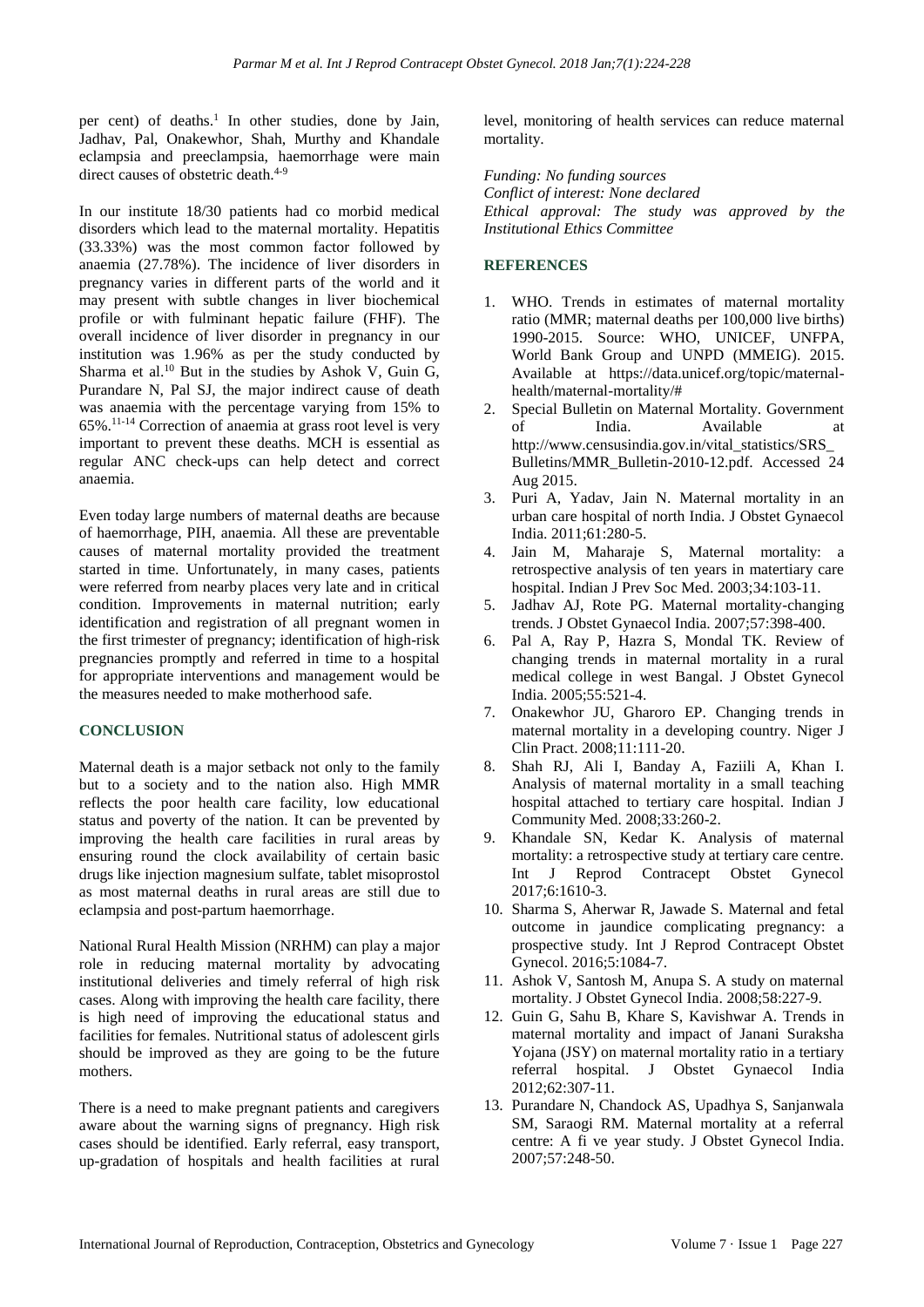per cent) of deaths.[1] In other studies, done by Jain, Jadhav, Pal, Onakewhor, Shah, Murthy and Khandale eclampsia and preeclampsia, haemorrhage were main direct causes of obstetric death.[4-9]

In our institute 18/30 patients had co morbid medical disorders which lead to the maternal mortality. Hepatitis (33.33%) was the most common factor followed by anaemia (27.78%). The incidence of liver disorders in pregnancy varies in different parts of the world and it may present with subtle changes in liver biochemical profile or with fulminant hepatic failure (FHF). The overall incidence of liver disorder in pregnancy in our institution was 1.96% as per the study conducted by Sharma et al.[10] But in the studies by Ashok V, Guin G, Purandare N, Pal SJ, the major indirect cause of death was anaemia with the percentage varying from 15% to 65%.[11-14] Correction of anaemia at grass root level is very important to prevent these deaths. MCH is essential as regular ANC check-ups can help detect and correct anaemia.

Even today large numbers of maternal deaths are because of haemorrhage, PIH, anaemia. All these are preventable causes of maternal mortality provided the treatment started in time. Unfortunately, in many cases, patients were referred from nearby places very late and in critical condition. Improvements in maternal nutrition; early identification and registration of all pregnant women in the first trimester of pregnancy; identification of high-risk pregnancies promptly and referred in time to a hospital for appropriate interventions and management would be the measures needed to make motherhood safe.

## CONCLUSION

Maternal death is a major setback not only to the family but to a society and to the nation also. High MMR reflects the poor health care facility, low educational status and poverty of the nation. It can be prevented by improving the health care facilities in rural areas by ensuring round the clock availability of certain basic drugs like injection magnesium sulfate, tablet misoprostol as most maternal deaths in rural areas are still due to eclampsia and post-partum haemorrhage.

National Rural Health Mission (NRHM) can play a major role in reducing maternal mortality by advocating institutional deliveries and timely referral of high risk cases. Along with improving the health care facility, there is high need of improving the educational status and facilities for females. Nutritional status of adolescent girls should be improved as they are going to be the future mothers.

There is a need to make pregnant patients and caregivers aware about the warning signs of pregnancy. High risk cases should be identified. Early referral, easy transport, up-gradation of hospitals and health facilities at rural level, monitoring of health services can reduce maternal mortality.

*Funding: No funding sources*
*Conflict of interest: None declared*
*Ethical approval: The study was approved by the Institutional Ethics Committee*

## REFERENCES

1. WHO. Trends in estimates of maternal mortality ratio (MMR; maternal deaths per 100,000 live births) 1990-2015. Source: WHO, UNICEF, UNFPA, World Bank Group and UNPD (MMEIG). 2015. Available at https://data.unicef.org/topic/maternal-health/maternal-mortality/#
2. Special Bulletin on Maternal Mortality. Government of India. Available at http://www.censusindia.gov.in/vital_statistics/SRS_Bulletins/MMR_Bulletin-2010-12.pdf. Accessed 24 Aug 2015.
3. Puri A, Yadav, Jain N. Maternal mortality in an urban care hospital of north India. J Obstet Gynaecol India. 2011;61:280-5.
4. Jain M, Maharaje S, Maternal mortality: a retrospective analysis of ten years in matertiary care hospital. Indian J Prev Soc Med. 2003;34:103-11.
5. Jadhav AJ, Rote PG. Maternal mortality-changing trends. J Obstet Gynaecol India. 2007;57:398-400.
6. Pal A, Ray P, Hazra S, Mondal TK. Review of changing trends in maternal mortality in a rural medical college in west Bangal. J Obstet Gynecol India. 2005;55:521-4.
7. Onakewhor JU, Gharoro EP. Changing trends in maternal mortality in a developing country. Niger J Clin Pract. 2008;11:111-20.
8. Shah RJ, Ali I, Banday A, Faziili A, Khan I. Analysis of maternal mortality in a small teaching hospital attached to tertiary care hospital. Indian J Community Med. 2008;33:260-2.
9. Khandale SN, Kedar K. Analysis of maternal mortality: a retrospective study at tertiary care centre. Int J Reprod Contracept Obstet Gynecol 2017;6:1610-3.
10. Sharma S, Aherwar R, Jawade S. Maternal and fetal outcome in jaundice complicating pregnancy: a prospective study. Int J Reprod Contracept Obstet Gynecol. 2016;5:1084-7.
11. Ashok V, Santosh M, Anupa S. A study on maternal mortality. J Obstet Gynecol India. 2008;58:227-9.
12. Guin G, Sahu B, Khare S, Kavishwar A. Trends in maternal mortality and impact of Janani Suraksha Yojana (JSY) on maternal mortality ratio in a tertiary referral hospital. J Obstet Gynaecol India 2012;62:307-11.
13. Purandare N, Chandock AS, Upadhya S, Sanjanwala SM, Saraogi RM. Maternal mortality at a referral centre: A fi ve year study. J Obstet Gynecol India. 2007;57:248-50.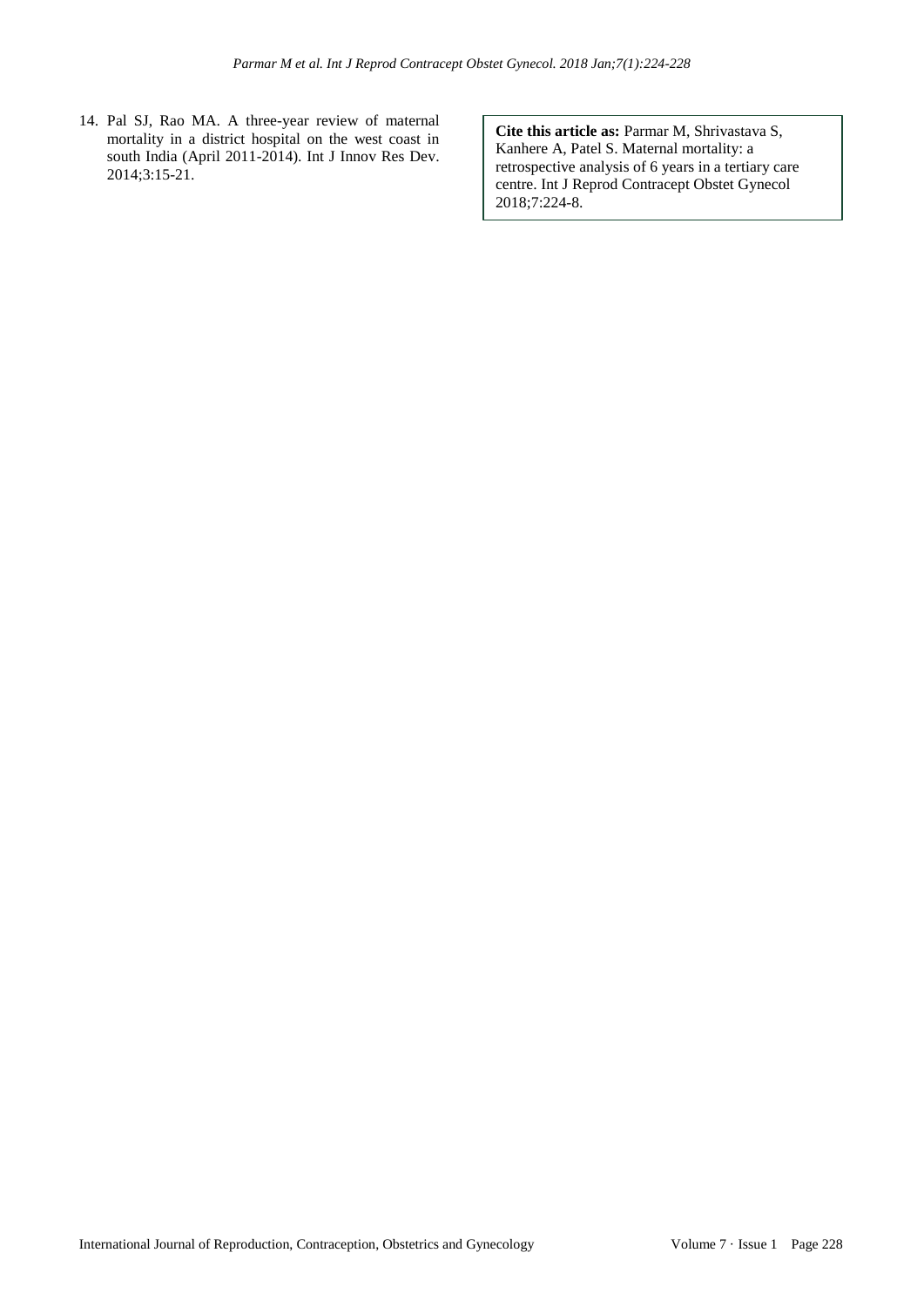14. Pal SJ, Rao MA. A three-year review of maternal mortality in a district hospital on the west coast in south India (April 2011-2014). Int J Innov Res Dev. 2014;3:15-21.

**Cite this article as:** Parmar M, Shrivastava S, Kanhere A, Patel S. Maternal mortality: a retrospective analysis of 6 years in a tertiary care centre. Int J Reprod Contracept Obstet Gynecol 2018;7:224-8.